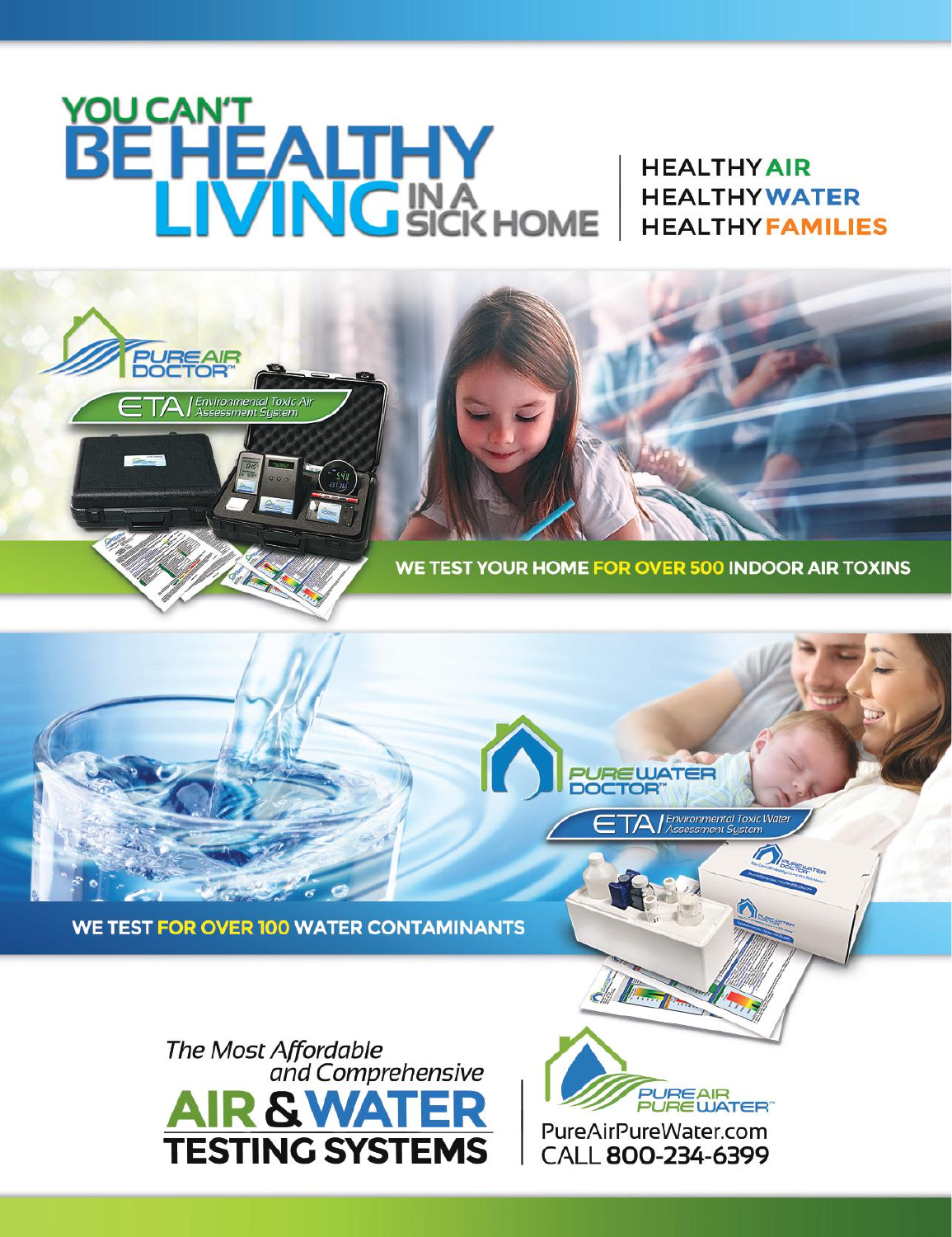# YOU CAN'T BE HEALTHY LIVING IN A SICK HOME

**HEALTHY AIR**
**HEALTHY WATER**
**HEALTHY FAMILIES**

PURE AIR DOCTOR™

ETA | Environmental Toxic Air Assessment System

## WE TEST YOUR HOME FOR OVER 500 INDOOR AIR TOXINS

PURE WATER DOCTOR™

ETA | Environmental Toxic Water Assessment System

## WE TEST FOR OVER 100 WATER CONTAMINANTS

*The Most Affordable and Comprehensive*

# AIR & WATER TESTING SYSTEMS

PURE AIR PURE WATER™

PureAirPureWater.com

CALL **800-234-6399**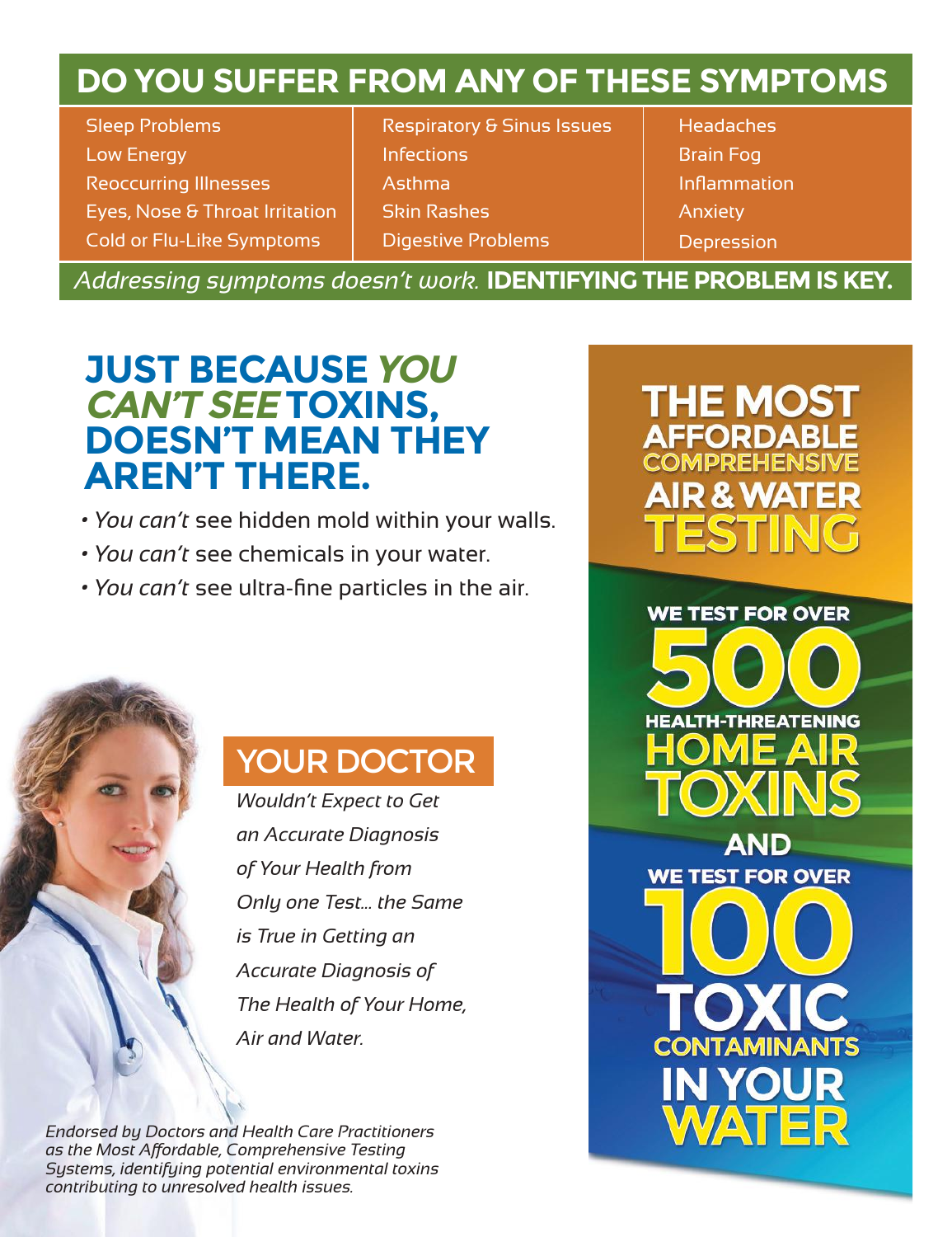# DO YOU SUFFER FROM ANY OF THESE SYMPTOMS

| | | |
|---|---|---|
| Sleep Problems | Respiratory & Sinus Issues | Headaches |
| Low Energy | Infections | Brain Fog |
| Reoccurring Illnesses | Asthma | Inflammation |
| Eyes, Nose & Throat Irritation | Skin Rashes | Anxiety |
| Cold or Flu-Like Symptoms | Digestive Problems | Depression |

*Addressing symptoms doesn't work.* **IDENTIFYING THE PROBLEM IS KEY.**

## JUST BECAUSE *YOU CAN'T SEE* TOXINS, DOESN'T MEAN THEY AREN'T THERE.

- *You can't* see hidden mold within your walls.
- *You can't* see chemicals in your water.
- *You can't* see ultra-fine particles in the air.

## YOUR DOCTOR

*Wouldn't Expect to Get an Accurate Diagnosis of Your Health from Only one Test... the Same is True in Getting an Accurate Diagnosis of The Health of Your Home, Air and Water.*

*Endorsed by Doctors and Health Care Practitioners as the Most Affordable, Comprehensive Testing Systems, identifying potential environmental toxins contributing to unresolved health issues.*

## THE MOST AFFORDABLE COMPREHENSIVE AIR & WATER TESTING

**WE TEST FOR OVER 500 HEALTH-THREATENING HOME AIR TOXINS**

**AND**

**WE TEST FOR OVER 100 TOXIC CONTAMINANTS IN YOUR WATER**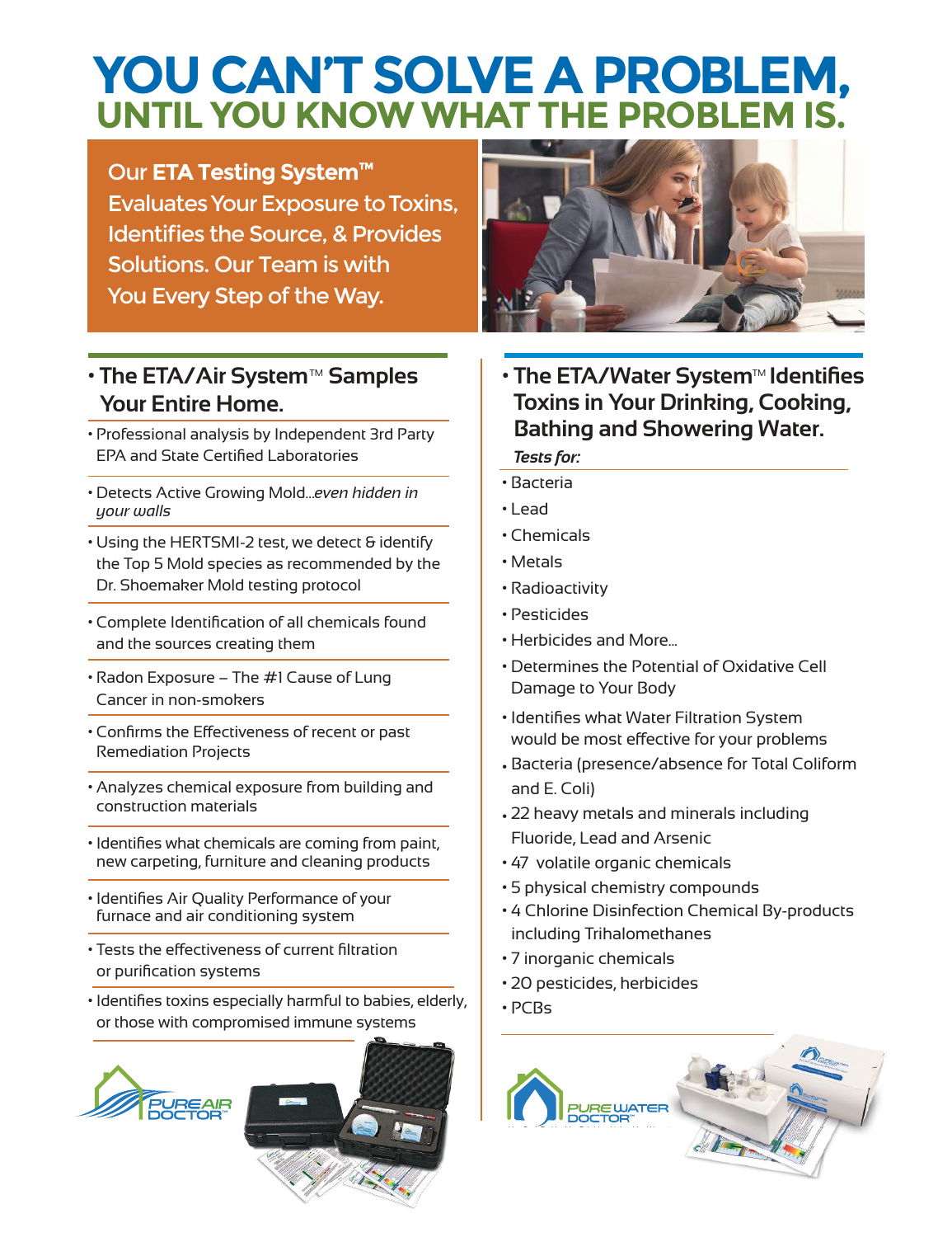# YOU CAN'T SOLVE A PROBLEM,
## UNTIL YOU KNOW WHAT THE PROBLEM IS.

Our **ETA Testing System™** Evaluates Your Exposure to Toxins, Identifies the Source, & Provides Solutions. Our Team is with You Every Step of the Way.

### • The ETA/Air System™ Samples Your Entire Home.

- Professional analysis by Independent 3rd Party EPA and State Certified Laboratories
- Detects Active Growing Mold...*even hidden in your walls*
- Using the HERTSMI-2 test, we detect & identify the Top 5 Mold species as recommended by the Dr. Shoemaker Mold testing protocol
- Complete Identification of all chemicals found and the sources creating them
- Radon Exposure – The #1 Cause of Lung Cancer in non-smokers
- Confirms the Effectiveness of recent or past Remediation Projects
- Analyzes chemical exposure from building and construction materials
- Identifies what chemicals are coming from paint, new carpeting, furniture and cleaning products
- Identifies Air Quality Performance of your furnace and air conditioning system
- Tests the effectiveness of current filtration or purification systems
- Identifies toxins especially harmful to babies, elderly, or those with compromised immune systems

PURE AIR DOCTOR™

### • The ETA/Water System™ Identifies Toxins in Your Drinking, Cooking, Bathing and Showering Water.

***Tests for:***

- Bacteria
- Lead
- Chemicals
- Metals
- Radioactivity
- Pesticides
- Herbicides and More...
- Determines the Potential of Oxidative Cell Damage to Your Body
- Identifies what Water Filtration System would be most effective for your problems
- Bacteria (presence/absence for Total Coliform and E. Coli)
- 22 heavy metals and minerals including Fluoride, Lead and Arsenic
- 47 volatile organic chemicals
- 5 physical chemistry compounds
- 4 Chlorine Disinfection Chemical By-products including Trihalomethanes
- 7 inorganic chemicals
- 20 pesticides, herbicides
- PCBs

PURE WATER DOCTOR™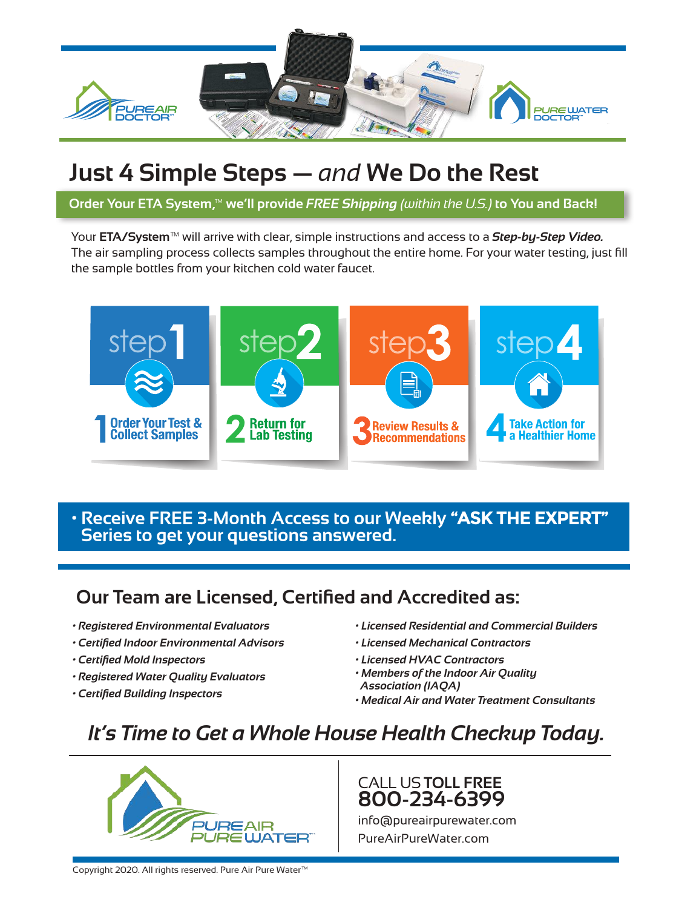PURE AIR DOCTOR™

PURE WATER DOCTOR™

# Just 4 Simple Steps — *and* We Do the Rest

**Order Your ETA System,™ we'll provide *FREE Shipping* *(within the U.S.)* to You and Back!**

Your **ETA/System**™ will arrive with clear, simple instructions and access to a ***Step-by-Step Video.*** The air sampling process collects samples throughout the entire home. For your water testing, just fill the sample bottles from your kitchen cold water faucet.

step 1 — **1 Order Your Test & Collect Samples**

step 2 — **2 Return for Lab Testing**

step 3 — **3 Review Results & Recommendations**

step 4 — **4 Take Action for a Healthier Home**

- **Receive FREE 3-Month Access to our Weekly "ASK THE EXPERT" Series to get your questions answered.**

## Our Team are Licensed, Certified and Accredited as:

- *Registered Environmental Evaluators*
- *Certified Indoor Environmental Advisors*
- *Certified Mold Inspectors*
- *Registered Water Quality Evaluators*
- *Certified Building Inspectors*
- *Licensed Residential and Commercial Builders*
- *Licensed Mechanical Contractors*
- *Licensed HVAC Contractors*
- *Members of the Indoor Air Quality Association (IAQA)*
- *Medical Air and Water Treatment Consultants*

## *It's Time to Get a Whole House Health Checkup Today.*

PURE AIR PURE WATER™

CALL US **TOLL FREE**
**800-234-6399**

info@pureairpurewater.com

PureAirPureWater.com

Copyright 2020. All rights reserved. Pure Air Pure Water™